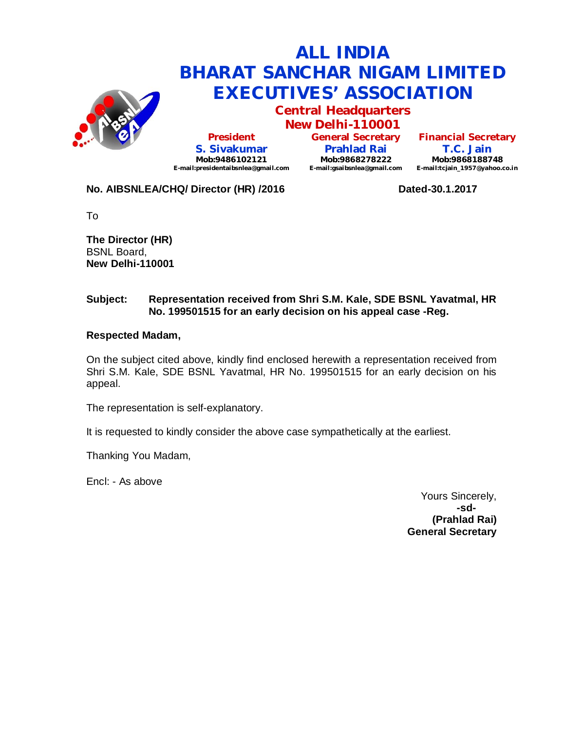# ALL INDIA BHARAT SANCHAR NIGAM LIMITED EXECUTIVES' ASSOCIATION

## Central Headquarters New Delhi-110001

| President | General Secretary | Financial Secretary |
|---|---|---|
| **S. Sivakumar** | **Prahlad Rai** | **T.C. Jain** |
| Mob:9486102121 | Mob:9868278222 | Mob:9868188748 |
| E-mail:presidentaibsnlea@gmail.com | E-mail:gsaibsnlea@gmail.com | E-mail:tcjain_1957@yahoo.co.in |

**No. AIBSNLEA/CHQ/ Director (HR) /2016** **Dated-30.1.2017**

To

**The Director (HR)**
BSNL Board,
**New Delhi-110001**

**Subject: Representation received from Shri S.M. Kale, SDE BSNL Yavatmal, HR No. 199501515 for an early decision on his appeal case -Reg.**

**Respected Madam,**

On the subject cited above, kindly find enclosed herewith a representation received from Shri S.M. Kale, SDE BSNL Yavatmal, HR No. 199501515 for an early decision on his appeal.

The representation is self-explanatory.

It is requested to kindly consider the above case sympathetically at the earliest.

Thanking You Madam,

Encl: - As above

Yours Sincerely,
**-sd-**
**(Prahlad Rai)**
**General Secretary**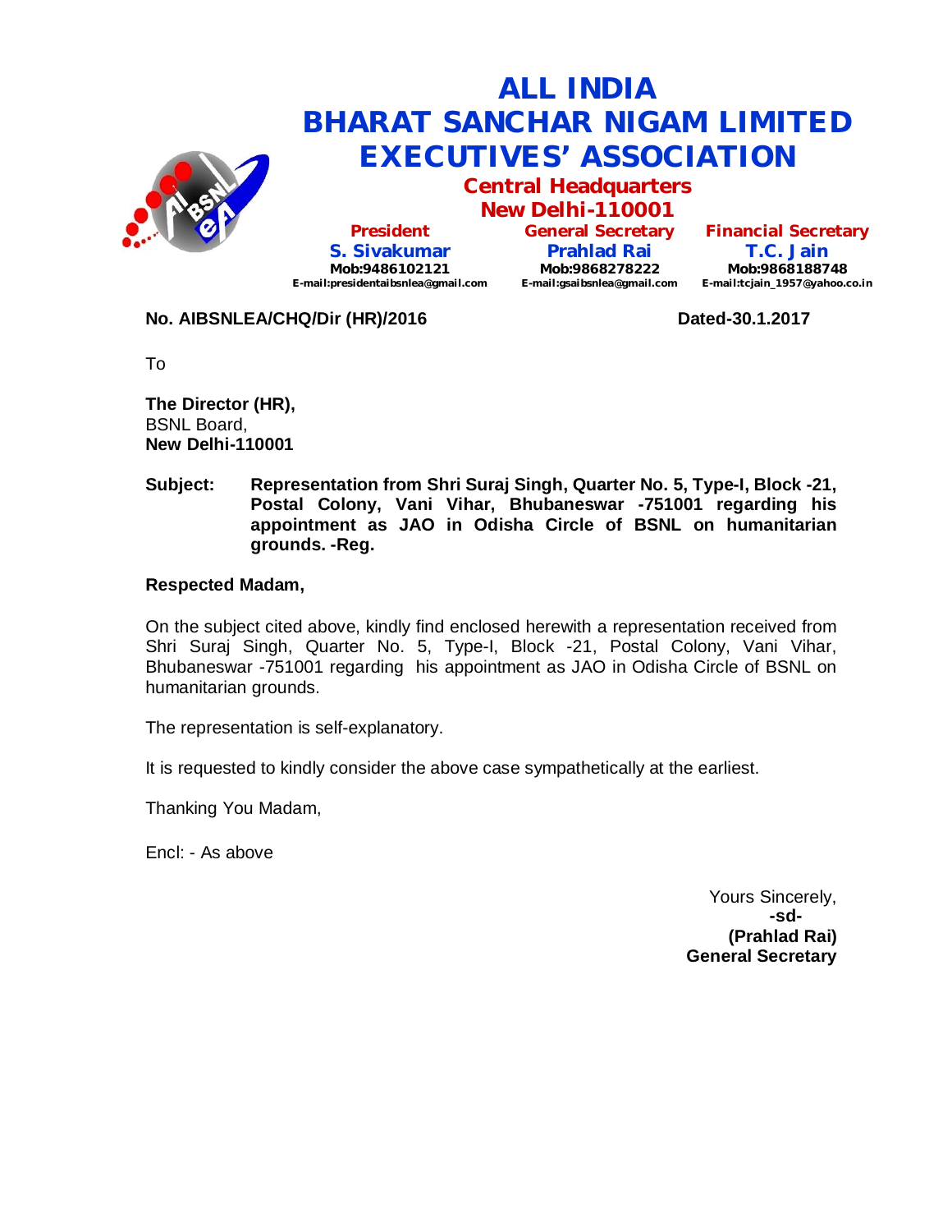# ALL INDIA BHARAT SANCHAR NIGAM LIMITED EXECUTIVES' ASSOCIATION

## Central Headquarters
## New Delhi-110001

| President | General Secretary | Financial Secretary |
|---|---|---|
| **S. Sivakumar** | **Prahlad Rai** | **T.C. Jain** |
| Mob:9486102121 | Mob:9868278222 | Mob:9868188748 |
| E-mail:presidentaibsnlea@gmail.com | E-mail:gsaibsnlea@gmail.com | E-mail:tcjain_1957@yahoo.co.in |

**No. AIBSNLEA/CHQ/Dir (HR)/2016** **Dated-30.1.2017**

To

**The Director (HR),**
BSNL Board,
**New Delhi-110001**

**Subject: Representation from Shri Suraj Singh, Quarter No. 5, Type-I, Block -21, Postal Colony, Vani Vihar, Bhubaneswar -751001 regarding his appointment as JAO in Odisha Circle of BSNL on humanitarian grounds. -Reg.**

**Respected Madam,**

On the subject cited above, kindly find enclosed herewith a representation received from Shri Suraj Singh, Quarter No. 5, Type-I, Block -21, Postal Colony, Vani Vihar, Bhubaneswar -751001 regarding his appointment as JAO in Odisha Circle of BSNL on humanitarian grounds.

The representation is self-explanatory.

It is requested to kindly consider the above case sympathetically at the earliest.

Thanking You Madam,

Encl: - As above

Yours Sincerely,
**-sd-**
**(Prahlad Rai)**
**General Secretary**